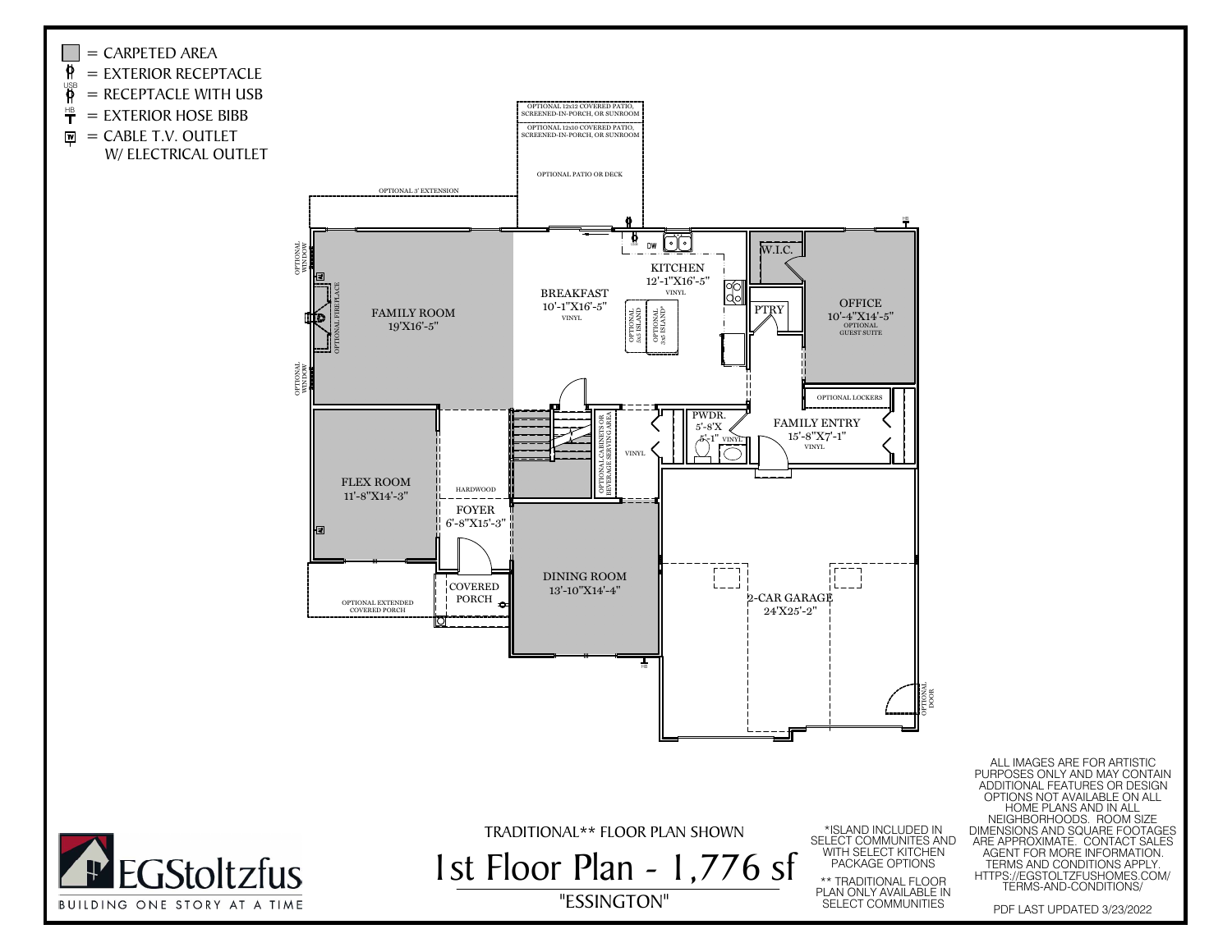- ▢ = CARPETED AREA
- = EXTERIOR RECEPTACLE
- USB = RECEPTACLE WITH USB
- HB = EXTERIOR HOSE BIBB
- TV = CABLE T.V. OUTLET W/ ELECTRICAL OUTLET

OPTIONAL 12x12 COVERED PATIO, SCREENED-IN-PORCH, OR SUNROOM

OPTIONAL 12x10 COVERED PATIO, SCREENED-IN-PORCH, OR SUNROOM

OPTIONAL PATIO OR DECK

OPTIONAL 3' EXTENSION

OPTIONAL WINDOW

OPTIONAL FIREPLACE

OPTIONAL WINDOW

FAMILY ROOM
19'X16'-5"

BREAKFAST
10'-1"X16'-5"
VINYL

OPTIONAL 5x5 ISLAND

OPTIONAL 3x5 ISLAND*

KITCHEN
12'-1"X16'-5"
VINYL

DW

W.I.C.

PTRY

OFFICE
10'-4"X14'-5"
OPTIONAL GUEST SUITE

OPTIONAL LOCKERS

FAMILY ENTRY
15'-8"X7'-1"
VINYL

PWDR.
5'-8"X 5'-1"
VINYL

OPTIONAL CABINETS OR BEVERAGE SERVING AREA

VINYL

FLEX ROOM
11'-8"X14'-3"

HARDWOOD

FOYER
6'-8"X15'-3"

COVERED PORCH

OPTIONAL EXTENDED COVERED PORCH

DINING ROOM
13'-10"X14'-4"

2-CAR GARAGE
24'X25'-2"

OPTIONAL DOOR

HB

TRADITIONAL** FLOOR PLAN SHOWN

# 1st Floor Plan - 1,776 sf

"ESSINGTON"

*ISLAND INCLUDED IN SELECT COMMUNITES AND WITH SELECT KITCHEN PACKAGE OPTIONS

** TRADITIONAL FLOOR PLAN ONLY AVAILABLE IN SELECT COMMUNITIES

ALL IMAGES ARE FOR ARTISTIC PURPOSES ONLY AND MAY CONTAIN ADDITIONAL FEATURES OR DESIGN OPTIONS NOT AVAILABLE ON ALL HOME PLANS AND IN ALL NEIGHBORHOODS. ROOM SIZE DIMENSIONS AND SQUARE FOOTAGES ARE APPROXIMATE. CONTACT SALES AGENT FOR MORE INFORMATION. TERMS AND CONDITIONS APPLY. HTTPS://EGSTOLTZFUSHOMES.COM/TERMS-AND-CONDITIONS/

PDF LAST UPDATED 3/23/2022

EGStoltzfus
BUILDING ONE STORY AT A TIME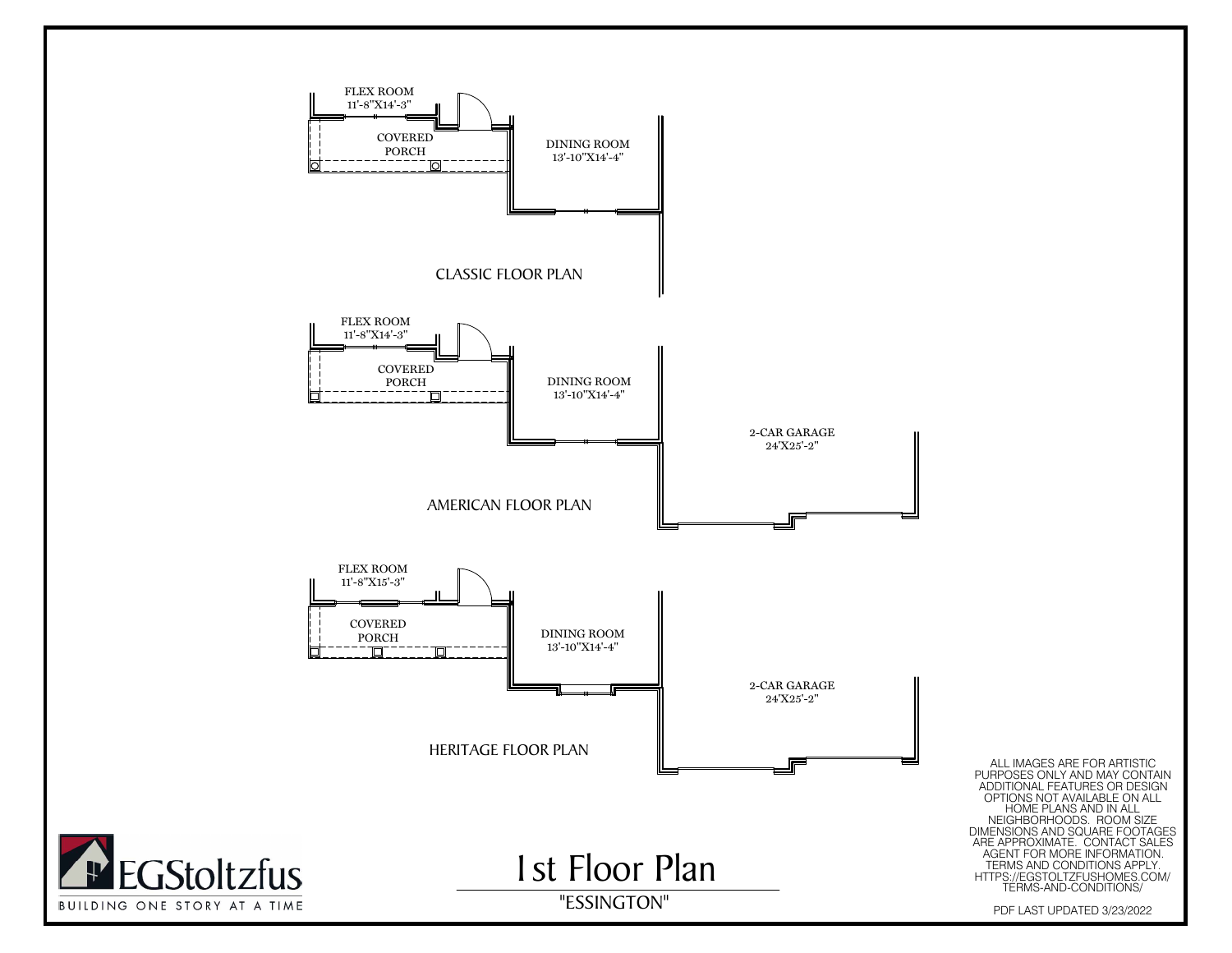FLEX ROOM
11'-8"X14'-3"

COVERED
PORCH

DINING ROOM
13'-10"X14'-4"

CLASSIC FLOOR PLAN

FLEX ROOM
11'-8"X14'-3"

COVERED
PORCH

DINING ROOM
13'-10"X14'-4"

2-CAR GARAGE
24'X25'-2"

AMERICAN FLOOR PLAN

FLEX ROOM
11'-8"X15'-3"

COVERED
PORCH

DINING ROOM
13'-10"X14'-4"

2-CAR GARAGE
24'X25'-2"

HERITAGE FLOOR PLAN

ALL IMAGES ARE FOR ARTISTIC PURPOSES ONLY AND MAY CONTAIN ADDITIONAL FEATURES OR DESIGN OPTIONS NOT AVAILABLE ON ALL HOME PLANS AND IN ALL NEIGHBORHOODS. ROOM SIZE DIMENSIONS AND SQUARE FOOTAGES ARE APPROXIMATE. CONTACT SALES AGENT FOR MORE INFORMATION. TERMS AND CONDITIONS APPLY. HTTPS://EGSTOLTZFUSHOMES.COM/TERMS-AND-CONDITIONS/

EGStoltzfus

BUILDING ONE STORY AT A TIME

# 1st Floor Plan

"ESSINGTON"

PDF LAST UPDATED 3/23/2022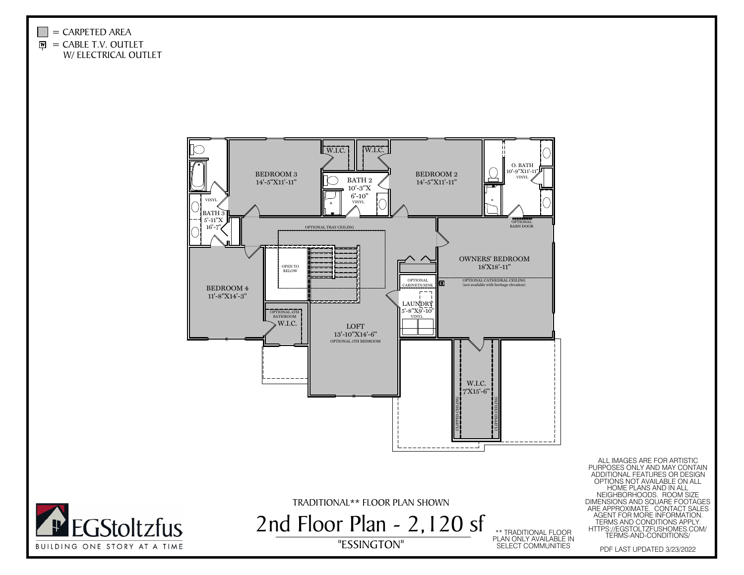▢ = CARPETED AREA
▣ = CABLE T.V. OUTLET W/ ELECTRICAL OUTLET

BEDROOM 3
14'-5"X11'-11"

W.I.C.

W.I.C.

BATH 2
10'-3"X 6'-10"
VINYL

BEDROOM 2
14'-5"X11'-11"

O. BATH
10'-9"X11'-11"
VINYL

VINYL
BATH 3
5'-11"X 16'-7"

OPTIONAL TRAY CEILING

OPTIONAL BARN DOOR

OWNERS' BEDROOM
18'X18'-11"

OPTIONAL CATHEDRAL CEILING
(not available with heritage elevation)

OPEN TO BELOW

BEDROOM 4
11'-8"X14'-3"

OPTIONAL CABINETS/SINK

LAUNDRY
5'-8"X9'-10"
VINYL

OPTIONAL 4TH BATHROOM
W.I.C.

LOFT
13'-10"X14'-6"
OPTIONAL 5TH BEDROOM

W.I.C.
7'X15'-6"

CLIPPED CEILING

CLIPPED CEILING

TRADITIONAL** FLOOR PLAN SHOWN

# 2nd Floor Plan - 2,120 sf

"ESSINGTON"

** TRADITIONAL FLOOR PLAN ONLY AVAILABLE IN SELECT COMMUNITIES

ALL IMAGES ARE FOR ARTISTIC PURPOSES ONLY AND MAY CONTAIN ADDITIONAL FEATURES OR DESIGN OPTIONS NOT AVAILABLE ON ALL HOME PLANS AND IN ALL NEIGHBORHOODS. ROOM SIZE DIMENSIONS AND SQUARE FOOTAGES ARE APPROXIMATE. CONTACT SALES AGENT FOR MORE INFORMATION. TERMS AND CONDITIONS APPLY. HTTPS://EGSTOLTZFUSHOMES.COM/TERMS-AND-CONDITIONS/

PDF LAST UPDATED 3/23/2022

EGStoltzfus
BUILDING ONE STORY AT A TIME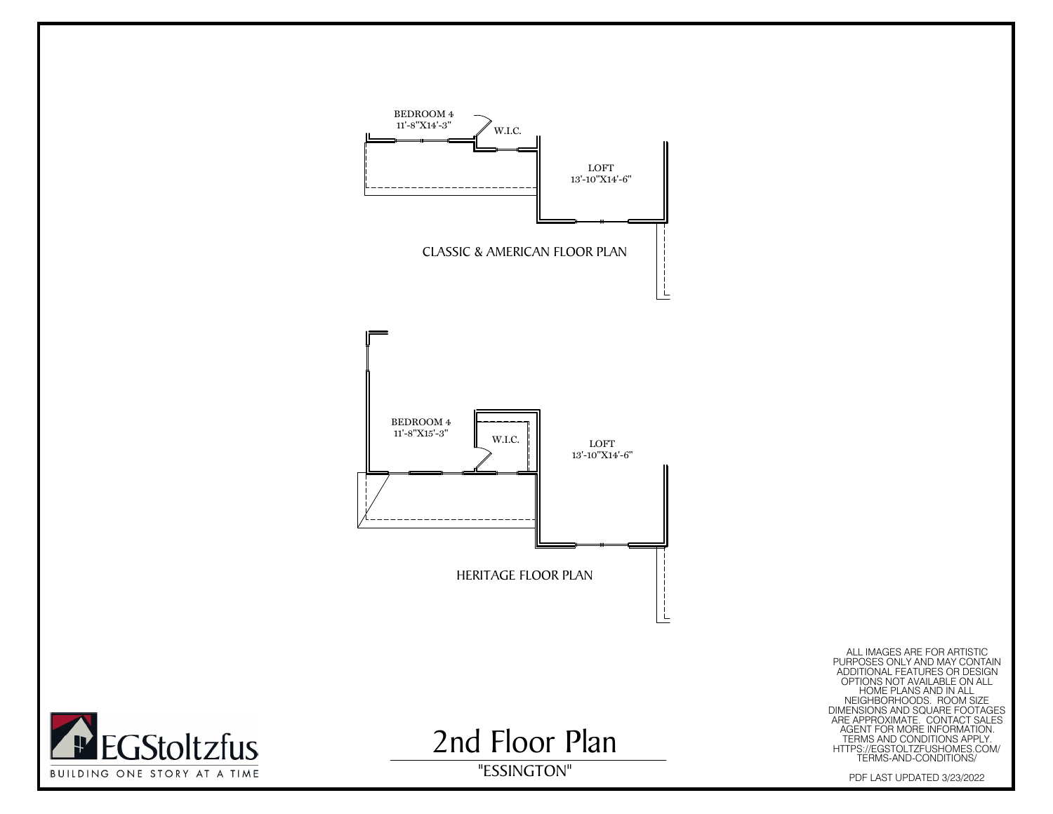BEDROOM 4
11'-8"X14'-3"

W.I.C.

LOFT
13'-10"X14'-6"

CLASSIC & AMERICAN FLOOR PLAN

BEDROOM 4
11'-8"X15'-3"

W.I.C.

LOFT
13'-10"X14'-6"

HERITAGE FLOOR PLAN

ALL IMAGES ARE FOR ARTISTIC PURPOSES ONLY AND MAY CONTAIN ADDITIONAL FEATURES OR DESIGN OPTIONS NOT AVAILABLE ON ALL HOME PLANS AND IN ALL NEIGHBORHOODS. ROOM SIZE DIMENSIONS AND SQUARE FOOTAGES ARE APPROXIMATE. CONTACT SALES AGENT FOR MORE INFORMATION. TERMS AND CONDITIONS APPLY. HTTPS://EGSTOLTZFUSHOMES.COM/TERMS-AND-CONDITIONS/

EGStoltzfus
BUILDING ONE STORY AT A TIME

# 2nd Floor Plan

"ESSINGTON"

PDF LAST UPDATED 3/23/2022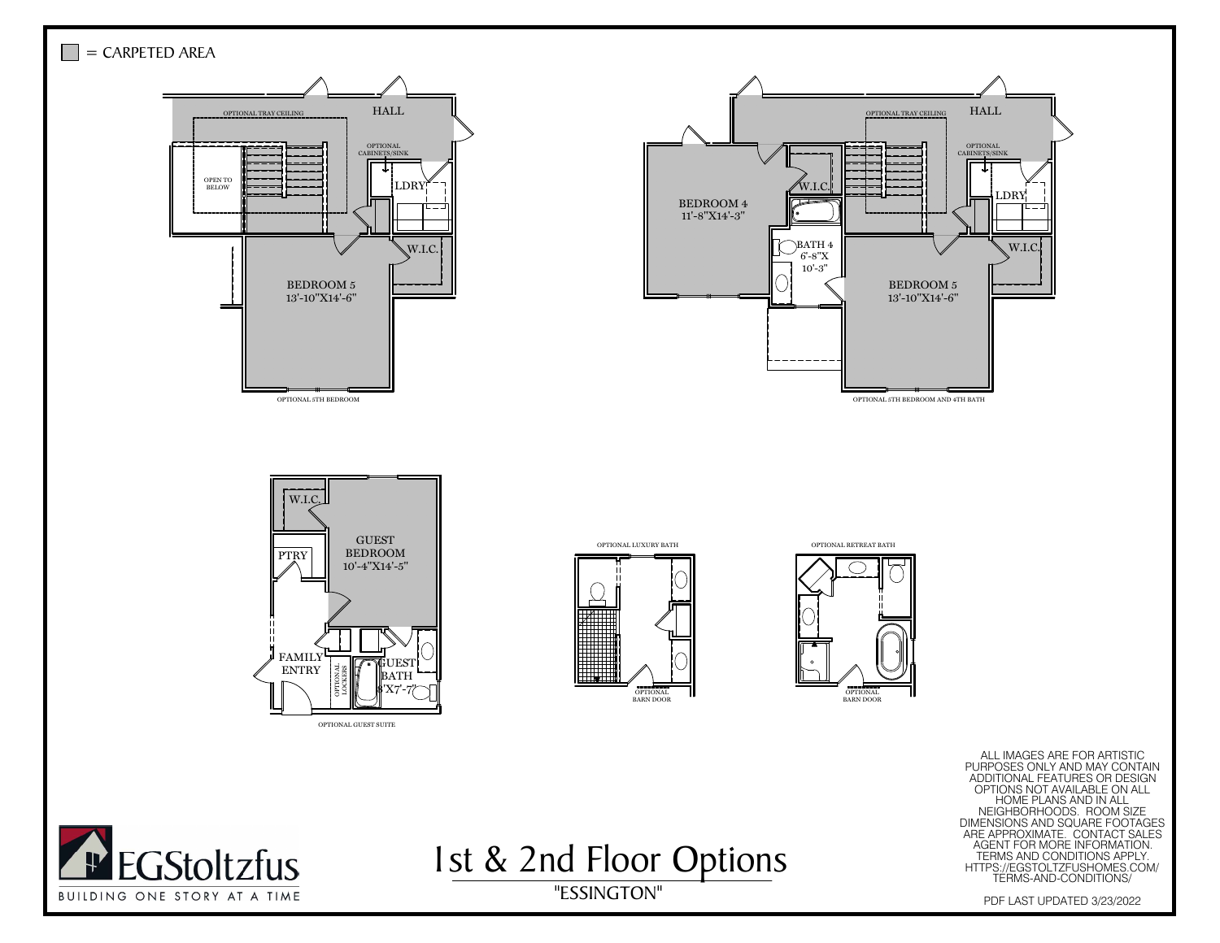= CARPETED AREA

OPTIONAL TRAY CEILING

HALL

OPTIONAL CABINETS/SINK

OPEN TO BELOW

LDRY

W.I.C.

BEDROOM 5
13'-10"X14'-6"

OPTIONAL 5TH BEDROOM

OPTIONAL TRAY CEILING

HALL

OPTIONAL CABINETS/SINK

BEDROOM 4
11'-8"X14'-3"

W.I.C.

BATH 4
6'-8"X
10'-3"

LDRY

W.I.C.

BEDROOM 5
13'-10"X14'-6"

OPTIONAL 5TH BEDROOM AND 4TH BATH

W.I.C.

GUEST BEDROOM
10'-4"X14'-5"

PTRY

FAMILY ENTRY

OPTIONAL LOCKERS

GUEST BATH
8'X7'-7"

OPTIONAL GUEST SUITE

OPTIONAL LUXURY BATH

OPTIONAL BARN DOOR

OPTIONAL RETREAT BATH

OPTIONAL BARN DOOR

ALL IMAGES ARE FOR ARTISTIC PURPOSES ONLY AND MAY CONTAIN ADDITIONAL FEATURES OR DESIGN OPTIONS NOT AVAILABLE ON ALL HOME PLANS AND IN ALL NEIGHBORHOODS. ROOM SIZE DIMENSIONS AND SQUARE FOOTAGES ARE APPROXIMATE. CONTACT SALES AGENT FOR MORE INFORMATION. TERMS AND CONDITIONS APPLY. HTTPS://EGSTOLTZFUSHOMES.COM/TERMS-AND-CONDITIONS/

EGStoltzfus
BUILDING ONE STORY AT A TIME

# 1st & 2nd Floor Options

"ESSINGTON"

PDF LAST UPDATED 3/23/2022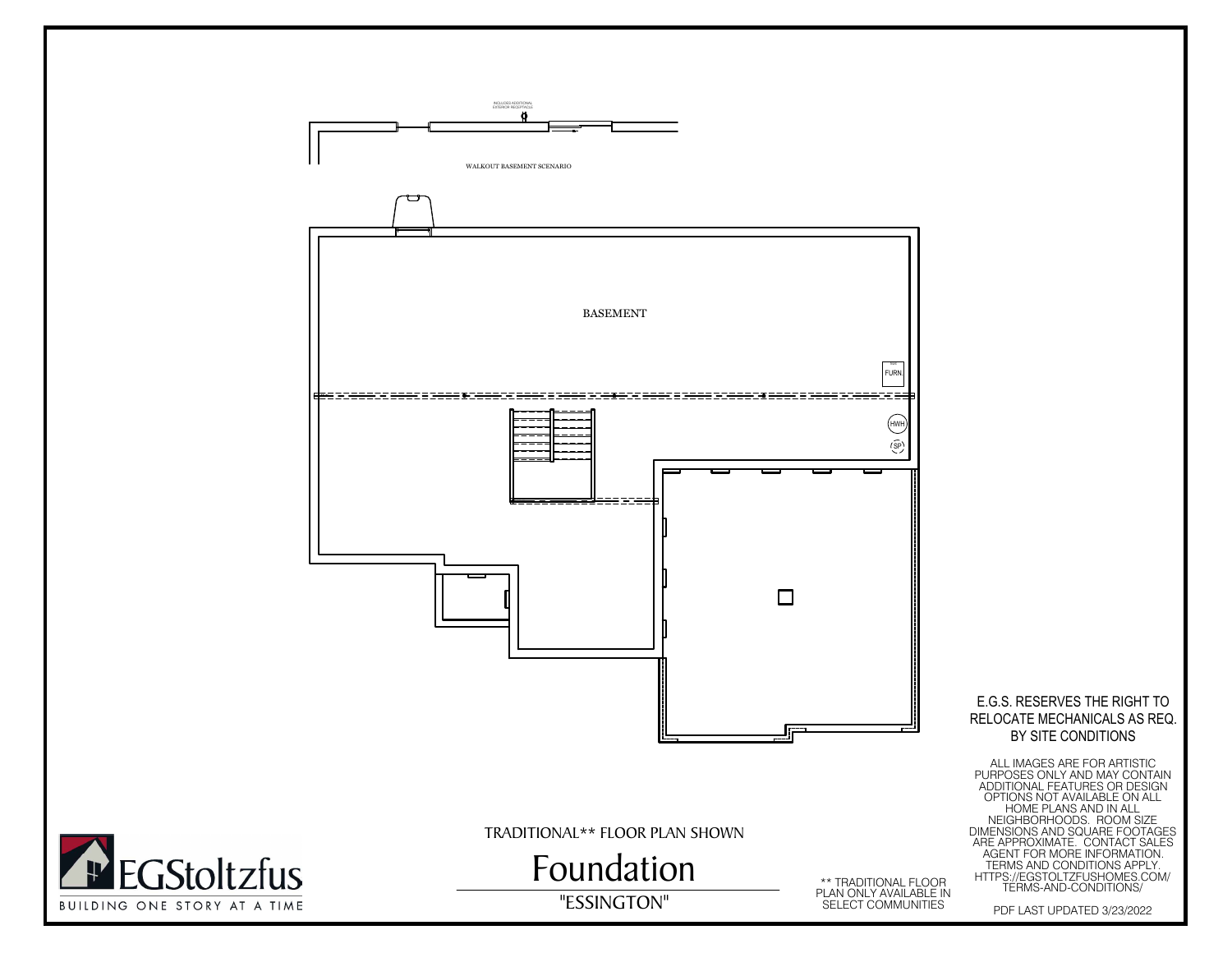INCLUDES ADDITIONAL EXTERIOR RECEPTACLE

WALKOUT BASEMENT SCENARIO

BASEMENT

FURN.

HWH

SP

E.G.S. RESERVES THE RIGHT TO RELOCATE MECHANICALS AS REQ. BY SITE CONDITIONS

ALL IMAGES ARE FOR ARTISTIC PURPOSES ONLY AND MAY CONTAIN ADDITIONAL FEATURES OR DESIGN OPTIONS NOT AVAILABLE ON ALL HOME PLANS AND IN ALL NEIGHBORHOODS. ROOM SIZE DIMENSIONS AND SQUARE FOOTAGES ARE APPROXIMATE. CONTACT SALES AGENT FOR MORE INFORMATION. TERMS AND CONDITIONS APPLY. HTTPS://EGSTOLTZFUSHOMES.COM/TERMS-AND-CONDITIONS/

TRADITIONAL** FLOOR PLAN SHOWN

# Foundation

"ESSINGTON"

** TRADITIONAL FLOOR PLAN ONLY AVAILABLE IN SELECT COMMUNITIES

EGStoltzfus

BUILDING ONE STORY AT A TIME

PDF LAST UPDATED 3/23/2022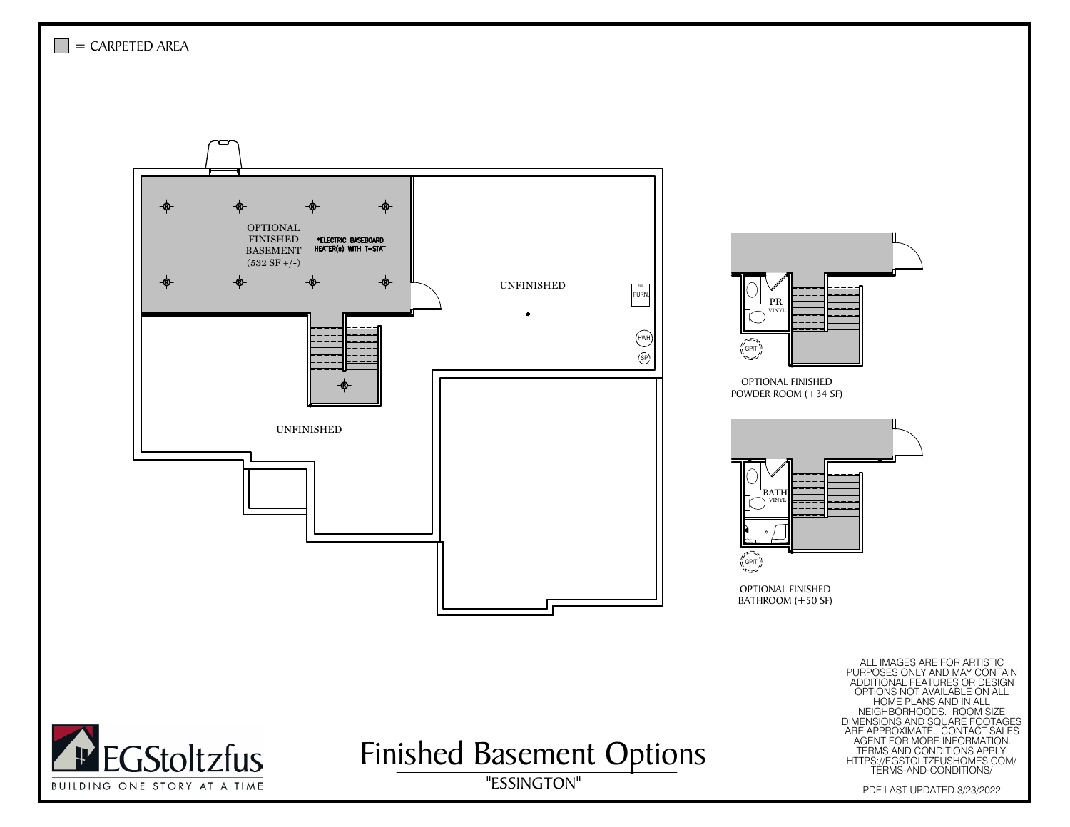= CARPETED AREA

OPTIONAL FINISHED BASEMENT (532 SF +/-)

*ELECTRIC BASEBOARD HEATER(s) WITH T-STAT

UNFINISHED

FURN.

HWH

SP

UNFINISHED

PR VINYL

GPIT

OPTIONAL FINISHED POWDER ROOM (+34 SF)

BATH VINYL

GPIT

OPTIONAL FINISHED BATHROOM (+50 SF)

ALL IMAGES ARE FOR ARTISTIC PURPOSES ONLY AND MAY CONTAIN ADDITIONAL FEATURES OR DESIGN OPTIONS NOT AVAILABLE ON ALL HOME PLANS AND IN ALL NEIGHBORHOODS. ROOM SIZE DIMENSIONS AND SQUARE FOOTAGES ARE APPROXIMATE. CONTACT SALES AGENT FOR MORE INFORMATION. TERMS AND CONDITIONS APPLY. HTTPS://EGSTOLTZFUSHOMES.COM/TERMS-AND-CONDITIONS/

EGStoltzfus

BUILDING ONE STORY AT A TIME

# Finished Basement Options

"ESSINGTON"

PDF LAST UPDATED 3/23/2022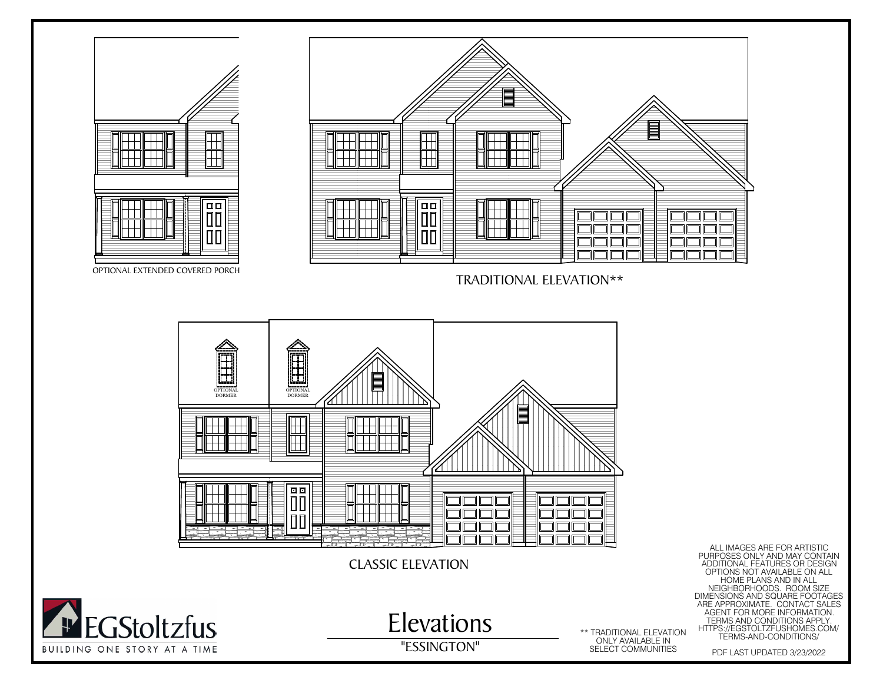OPTIONAL EXTENDED COVERED PORCH

TRADITIONAL ELEVATION**

OPTIONAL DORMER

OPTIONAL DORMER

CLASSIC ELEVATION

EGStoltzfus

BUILDING ONE STORY AT A TIME

# Elevations

"ESSINGTON"

** TRADITIONAL ELEVATION ONLY AVAILABLE IN SELECT COMMUNITIES

ALL IMAGES ARE FOR ARTISTIC PURPOSES ONLY AND MAY CONTAIN ADDITIONAL FEATURES OR DESIGN OPTIONS NOT AVAILABLE ON ALL HOME PLANS AND IN ALL NEIGHBORHOODS. ROOM SIZE DIMENSIONS AND SQUARE FOOTAGES ARE APPROXIMATE. CONTACT SALES AGENT FOR MORE INFORMATION. TERMS AND CONDITIONS APPLY. HTTPS://EGSTOLTZFUSHOMES.COM/TERMS-AND-CONDITIONS/

PDF LAST UPDATED 3/23/2022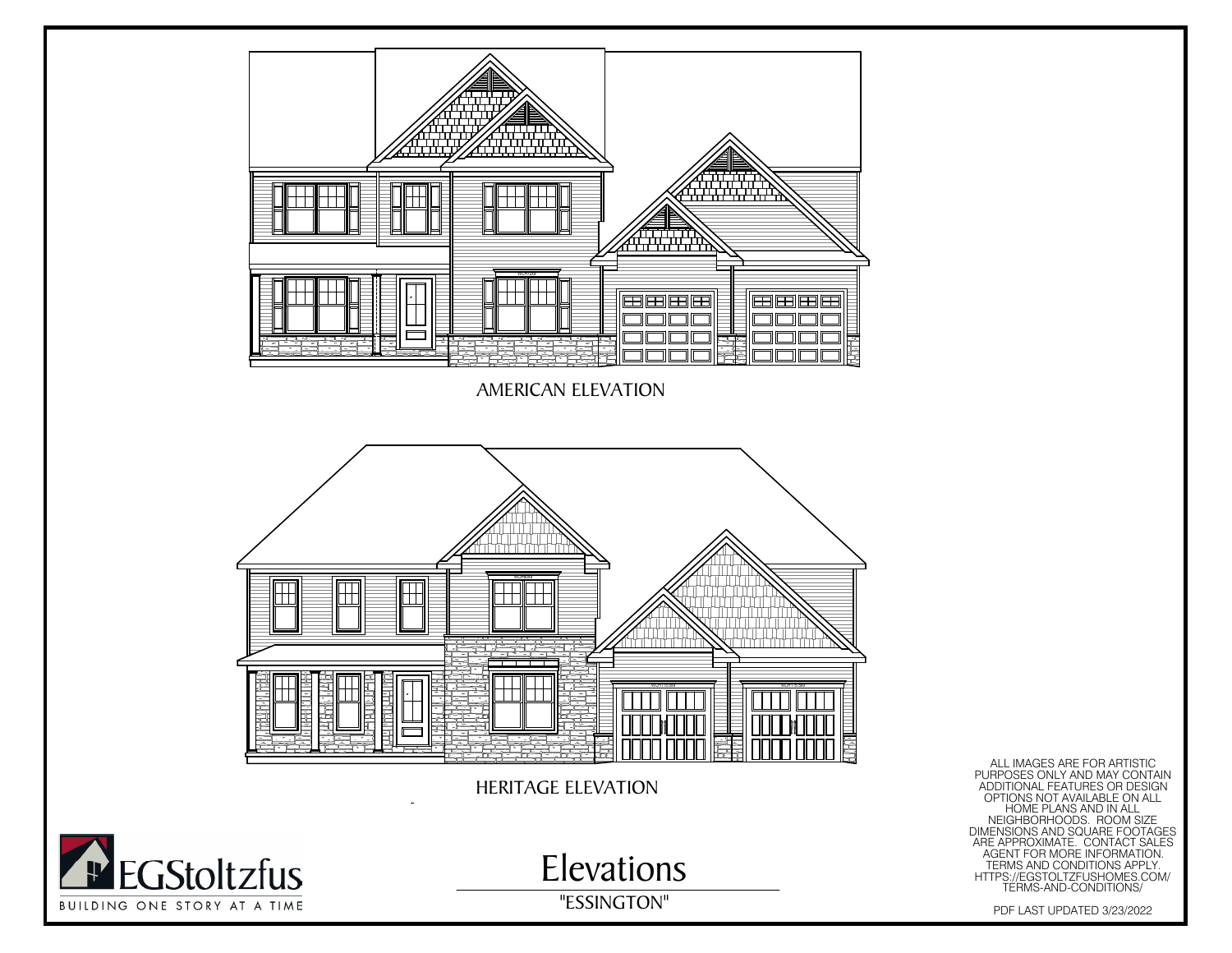AMERICAN ELEVATION

HERITAGE ELEVATION

EGStoltzfus

BUILDING ONE STORY AT A TIME

# Elevations

"ESSINGTON"

ALL IMAGES ARE FOR ARTISTIC PURPOSES ONLY AND MAY CONTAIN ADDITIONAL FEATURES OR DESIGN OPTIONS NOT AVAILABLE ON ALL HOME PLANS AND IN ALL NEIGHBORHOODS. ROOM SIZE DIMENSIONS AND SQUARE FOOTAGES ARE APPROXIMATE. CONTACT SALES AGENT FOR MORE INFORMATION. TERMS AND CONDITIONS APPLY. HTTPS://EGSTOLTZFUSHOMES.COM/TERMS-AND-CONDITIONS/

PDF LAST UPDATED 3/23/2022